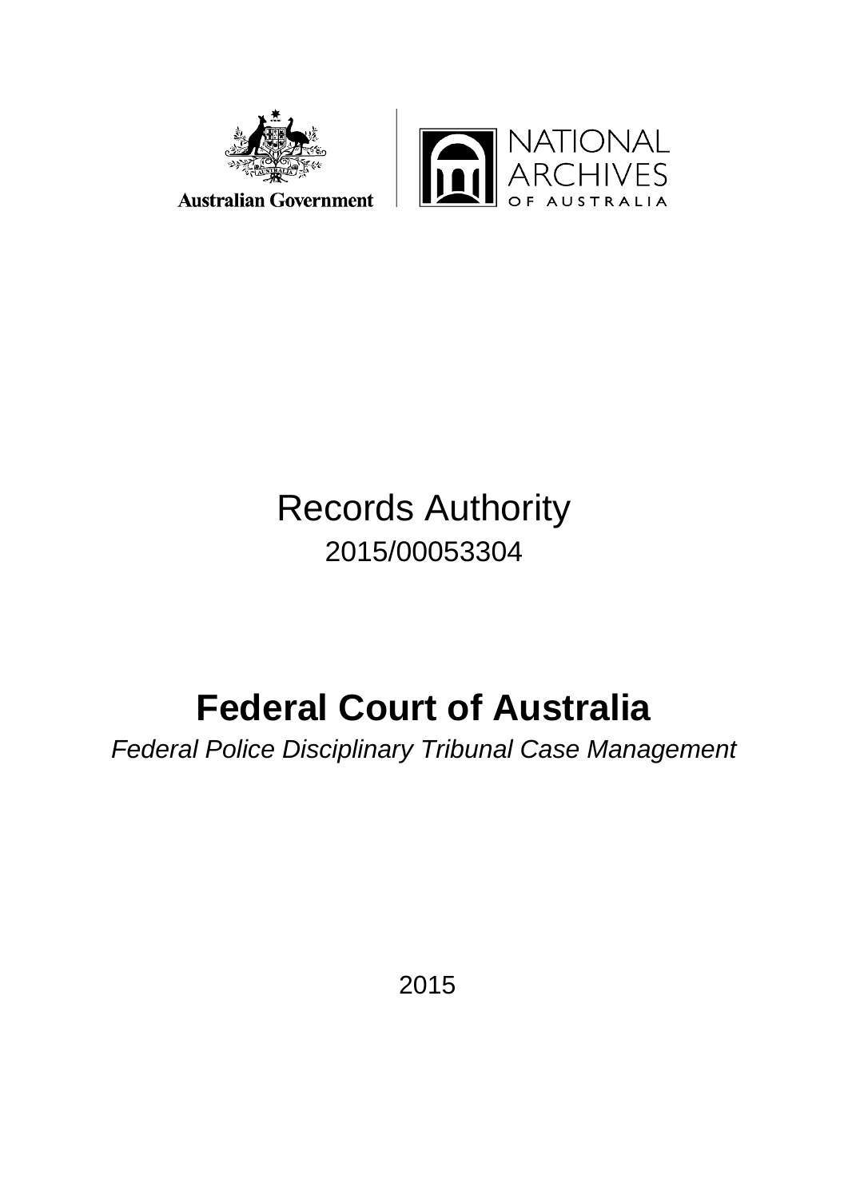Australian Government

NATIONAL ARCHIVES OF AUSTRALIA

# Records Authority

2015/00053304

# Federal Court of Australia

*Federal Police Disciplinary Tribunal Case Management*

2015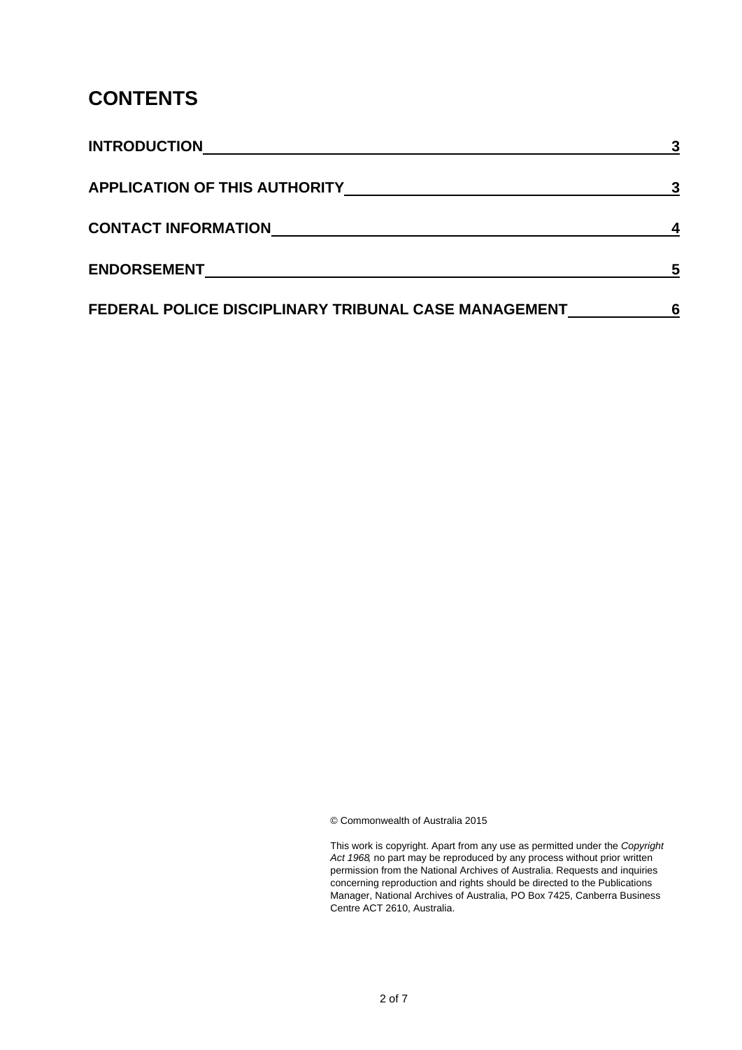# CONTENTS

| | |
|---|---|
| INTRODUCTION | 3 |
| APPLICATION OF THIS AUTHORITY | 3 |
| CONTACT INFORMATION | 4 |
| ENDORSEMENT | 5 |
| FEDERAL POLICE DISCIPLINARY TRIBUNAL CASE MANAGEMENT | 6 |

© Commonwealth of Australia 2015

This work is copyright. Apart from any use as permitted under the *Copyright Act 1968*, no part may be reproduced by any process without prior written permission from the National Archives of Australia. Requests and inquiries concerning reproduction and rights should be directed to the Publications Manager, National Archives of Australia, PO Box 7425, Canberra Business Centre ACT 2610, Australia.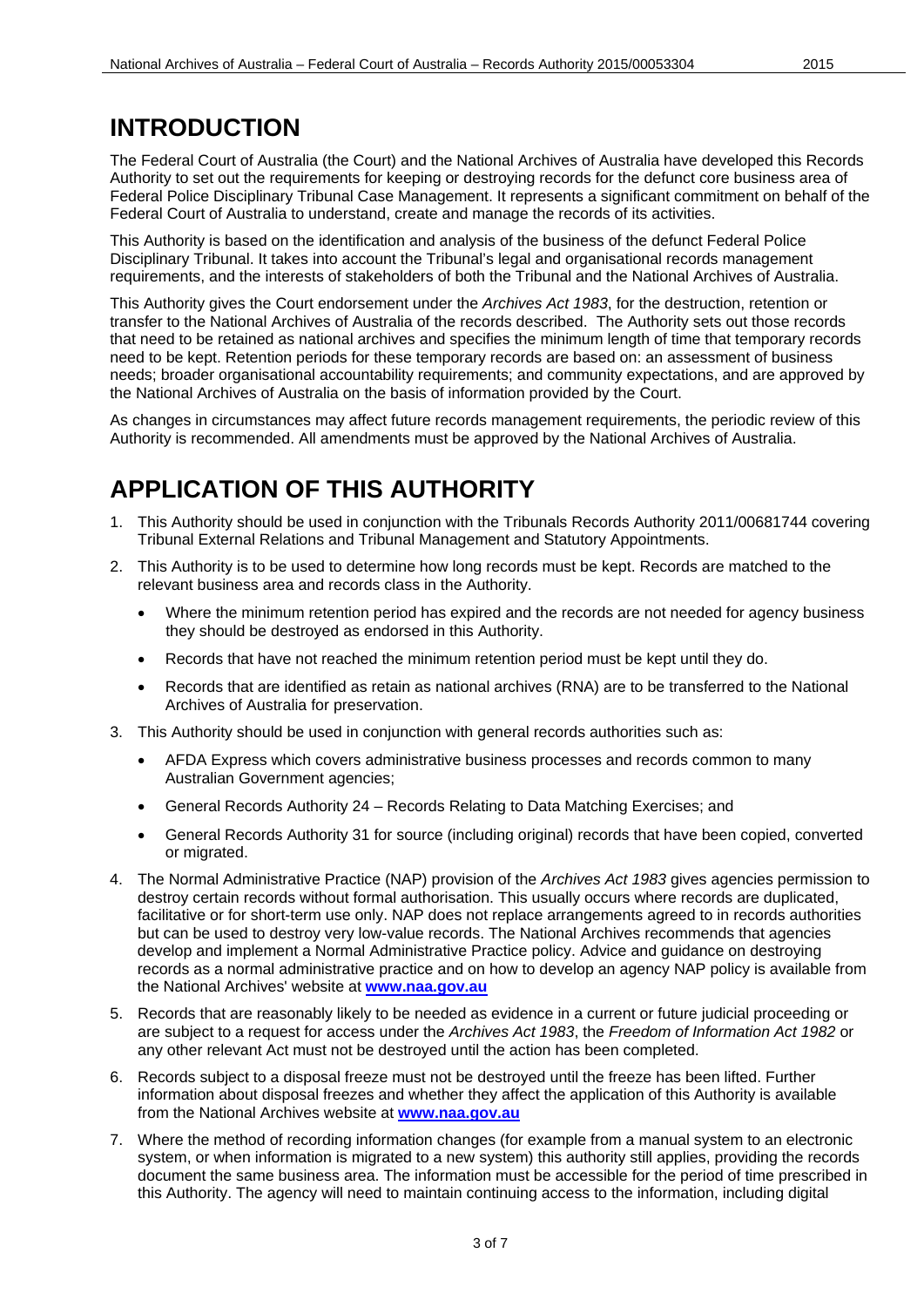# INTRODUCTION

The Federal Court of Australia (the Court) and the National Archives of Australia have developed this Records Authority to set out the requirements for keeping or destroying records for the defunct core business area of Federal Police Disciplinary Tribunal Case Management. It represents a significant commitment on behalf of the Federal Court of Australia to understand, create and manage the records of its activities.

This Authority is based on the identification and analysis of the business of the defunct Federal Police Disciplinary Tribunal. It takes into account the Tribunal's legal and organisational records management requirements, and the interests of stakeholders of both the Tribunal and the National Archives of Australia.

This Authority gives the Court endorsement under the *Archives Act 1983*, for the destruction, retention or transfer to the National Archives of Australia of the records described. The Authority sets out those records that need to be retained as national archives and specifies the minimum length of time that temporary records need to be kept. Retention periods for these temporary records are based on: an assessment of business needs; broader organisational accountability requirements; and community expectations, and are approved by the National Archives of Australia on the basis of information provided by the Court.

As changes in circumstances may affect future records management requirements, the periodic review of this Authority is recommended. All amendments must be approved by the National Archives of Australia.

# APPLICATION OF THIS AUTHORITY

1. This Authority should be used in conjunction with the Tribunals Records Authority 2011/00681744 covering Tribunal External Relations and Tribunal Management and Statutory Appointments.
2. This Authority is to be used to determine how long records must be kept. Records are matched to the relevant business area and records class in the Authority.
   - Where the minimum retention period has expired and the records are not needed for agency business they should be destroyed as endorsed in this Authority.
   - Records that have not reached the minimum retention period must be kept until they do.
   - Records that are identified as retain as national archives (RNA) are to be transferred to the National Archives of Australia for preservation.
3. This Authority should be used in conjunction with general records authorities such as:
   - AFDA Express which covers administrative business processes and records common to many Australian Government agencies;
   - General Records Authority 24 – Records Relating to Data Matching Exercises; and
   - General Records Authority 31 for source (including original) records that have been copied, converted or migrated.
4. The Normal Administrative Practice (NAP) provision of the *Archives Act 1983* gives agencies permission to destroy certain records without formal authorisation. This usually occurs where records are duplicated, facilitative or for short-term use only. NAP does not replace arrangements agreed to in records authorities but can be used to destroy very low-value records. The National Archives recommends that agencies develop and implement a Normal Administrative Practice policy. Advice and guidance on destroying records as a normal administrative practice and on how to develop an agency NAP policy is available from the National Archives' website at **www.naa.gov.au**
5. Records that are reasonably likely to be needed as evidence in a current or future judicial proceeding or are subject to a request for access under the *Archives Act 1983*, the *Freedom of Information Act 1982* or any other relevant Act must not be destroyed until the action has been completed.
6. Records subject to a disposal freeze must not be destroyed until the freeze has been lifted. Further information about disposal freezes and whether they affect the application of this Authority is available from the National Archives website at **www.naa.gov.au**
7. Where the method of recording information changes (for example from a manual system to an electronic system, or when information is migrated to a new system) this authority still applies, providing the records document the same business area. The information must be accessible for the period of time prescribed in this Authority. The agency will need to maintain continuing access to the information, including digital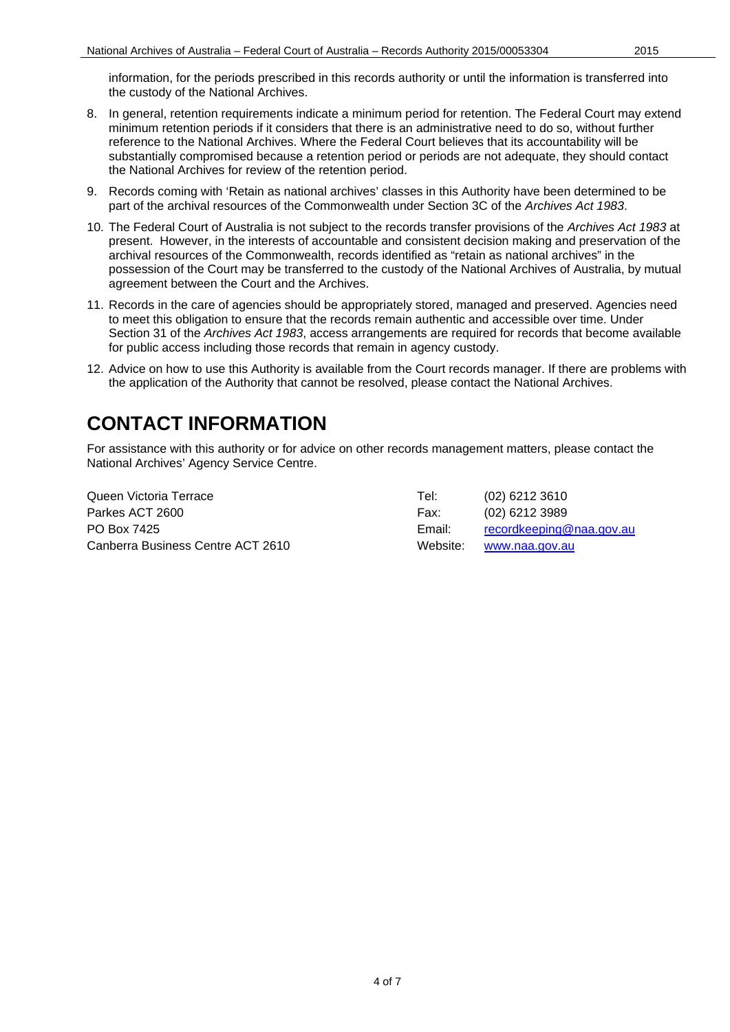information, for the periods prescribed in this records authority or until the information is transferred into the custody of the National Archives.

8. In general, retention requirements indicate a minimum period for retention. The Federal Court may extend minimum retention periods if it considers that there is an administrative need to do so, without further reference to the National Archives. Where the Federal Court believes that its accountability will be substantially compromised because a retention period or periods are not adequate, they should contact the National Archives for review of the retention period.
9. Records coming with 'Retain as national archives' classes in this Authority have been determined to be part of the archival resources of the Commonwealth under Section 3C of the *Archives Act 1983*.
10. The Federal Court of Australia is not subject to the records transfer provisions of the *Archives Act 1983* at present. However, in the interests of accountable and consistent decision making and preservation of the archival resources of the Commonwealth, records identified as "retain as national archives" in the possession of the Court may be transferred to the custody of the National Archives of Australia, by mutual agreement between the Court and the Archives.
11. Records in the care of agencies should be appropriately stored, managed and preserved. Agencies need to meet this obligation to ensure that the records remain authentic and accessible over time. Under Section 31 of the *Archives Act 1983*, access arrangements are required for records that become available for public access including those records that remain in agency custody.
12. Advice on how to use this Authority is available from the Court records manager. If there are problems with the application of the Authority that cannot be resolved, please contact the National Archives.

# CONTACT INFORMATION

For assistance with this authority or for advice on other records management matters, please contact the National Archives' Agency Service Centre.

| | | |
|---|---|---|
| Queen Victoria Terrace | Tel: | (02) 6212 3610 |
| Parkes ACT 2600 | Fax: | (02) 6212 3989 |
| PO Box 7425 | Email: | recordkeeping@naa.gov.au |
| Canberra Business Centre ACT 2610 | Website: | www.naa.gov.au |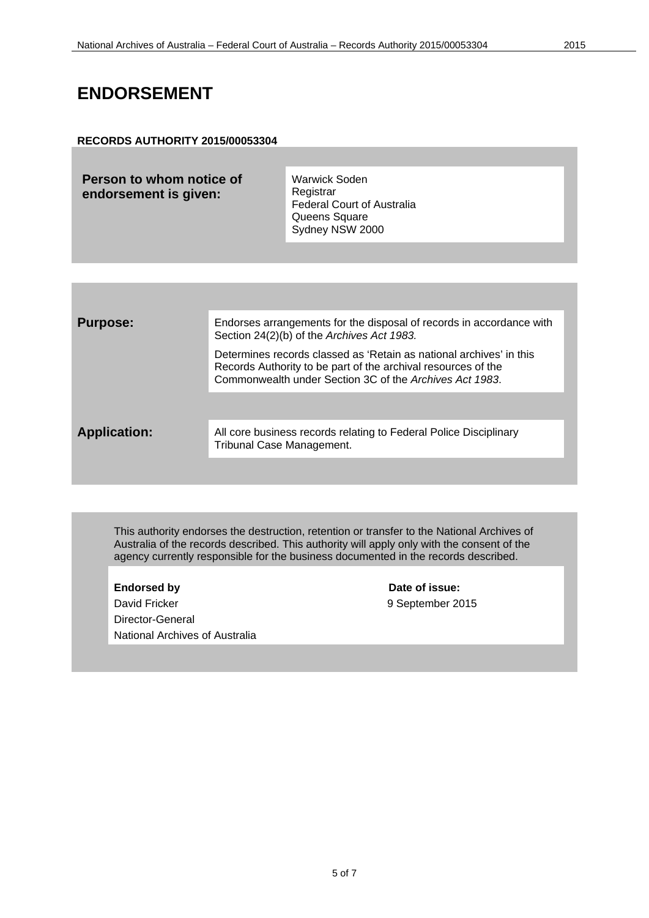# ENDORSEMENT

**RECORDS AUTHORITY 2015/00053304**

| **Person to whom notice of endorsement is given:** | Warwick Soden<br>Registrar<br>Federal Court of Australia<br>Queens Square<br>Sydney NSW 2000 |
| --- | --- |

| **Purpose:** | Endorses arrangements for the disposal of records in accordance with Section 24(2)(b) of the *Archives Act 1983.*<br><br>Determines records classed as 'Retain as national archives' in this Records Authority to be part of the archival resources of the Commonwealth under Section 3C of the *Archives Act 1983*. |
| --- | --- |
| **Application:** | All core business records relating to Federal Police Disciplinary Tribunal Case Management. |

This authority endorses the destruction, retention or transfer to the National Archives of Australia of the records described. This authority will apply only with the consent of the agency currently responsible for the business documented in the records described.

| **Endorsed by** | **Date of issue:** |
| --- | --- |
| David Fricker<br>Director-General<br>National Archives of Australia | 9 September 2015 |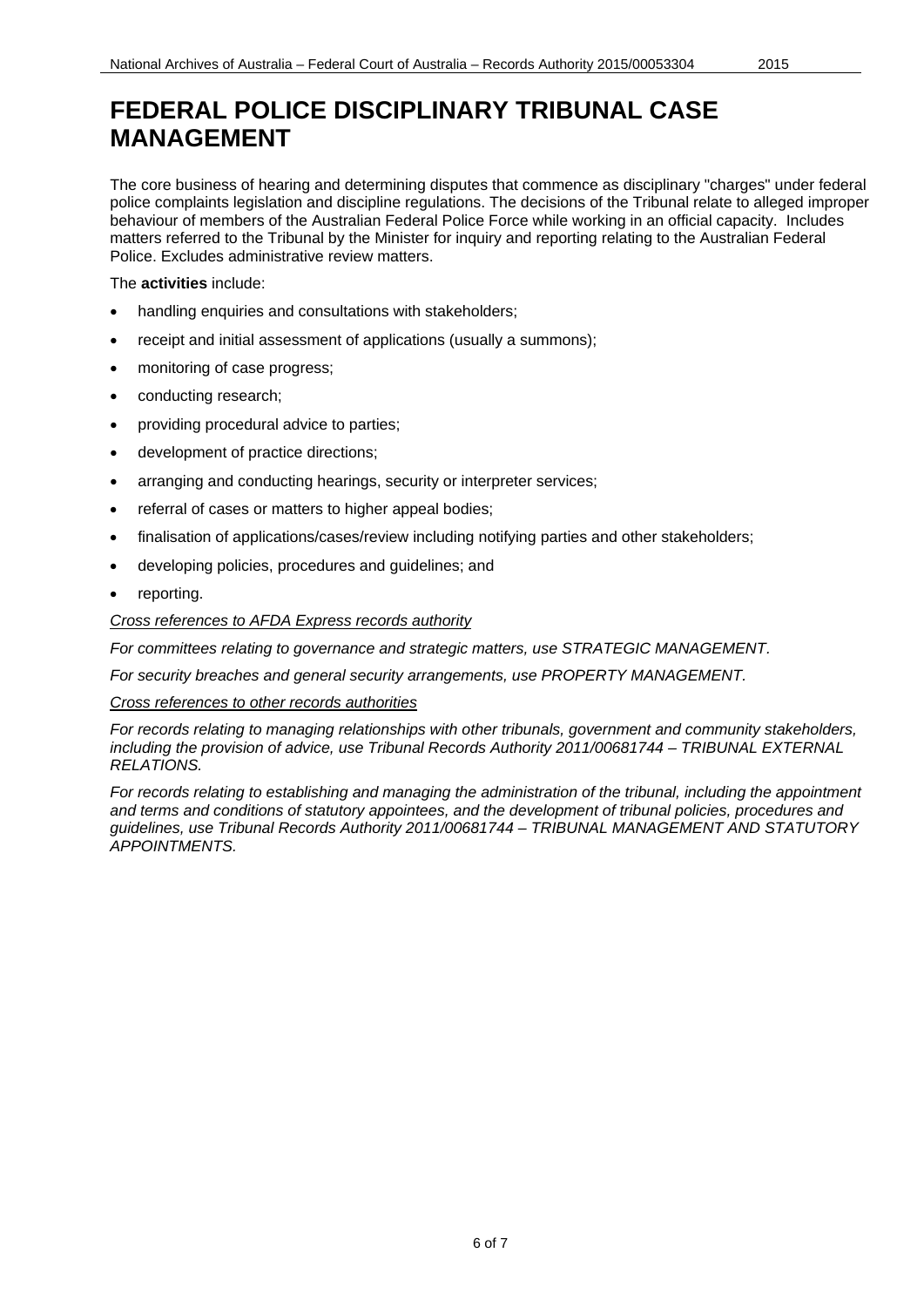# FEDERAL POLICE DISCIPLINARY TRIBUNAL CASE MANAGEMENT

The core business of hearing and determining disputes that commence as disciplinary "charges" under federal police complaints legislation and discipline regulations. The decisions of the Tribunal relate to alleged improper behaviour of members of the Australian Federal Police Force while working in an official capacity. Includes matters referred to the Tribunal by the Minister for inquiry and reporting relating to the Australian Federal Police. Excludes administrative review matters.

The **activities** include:

- handling enquiries and consultations with stakeholders;
- receipt and initial assessment of applications (usually a summons);
- monitoring of case progress;
- conducting research;
- providing procedural advice to parties;
- development of practice directions;
- arranging and conducting hearings, security or interpreter services;
- referral of cases or matters to higher appeal bodies;
- finalisation of applications/cases/review including notifying parties and other stakeholders;
- developing policies, procedures and guidelines; and
- reporting.

*<u>Cross references to AFDA Express records authority</u>*

*For committees relating to governance and strategic matters, use STRATEGIC MANAGEMENT.*

*For security breaches and general security arrangements, use PROPERTY MANAGEMENT.*

*<u>Cross references to other records authorities</u>*

*For records relating to managing relationships with other tribunals, government and community stakeholders, including the provision of advice, use Tribunal Records Authority 2011/00681744 – TRIBUNAL EXTERNAL RELATIONS.*

*For records relating to establishing and managing the administration of the tribunal, including the appointment and terms and conditions of statutory appointees, and the development of tribunal policies, procedures and guidelines, use Tribunal Records Authority 2011/00681744 – TRIBUNAL MANAGEMENT AND STATUTORY APPOINTMENTS.*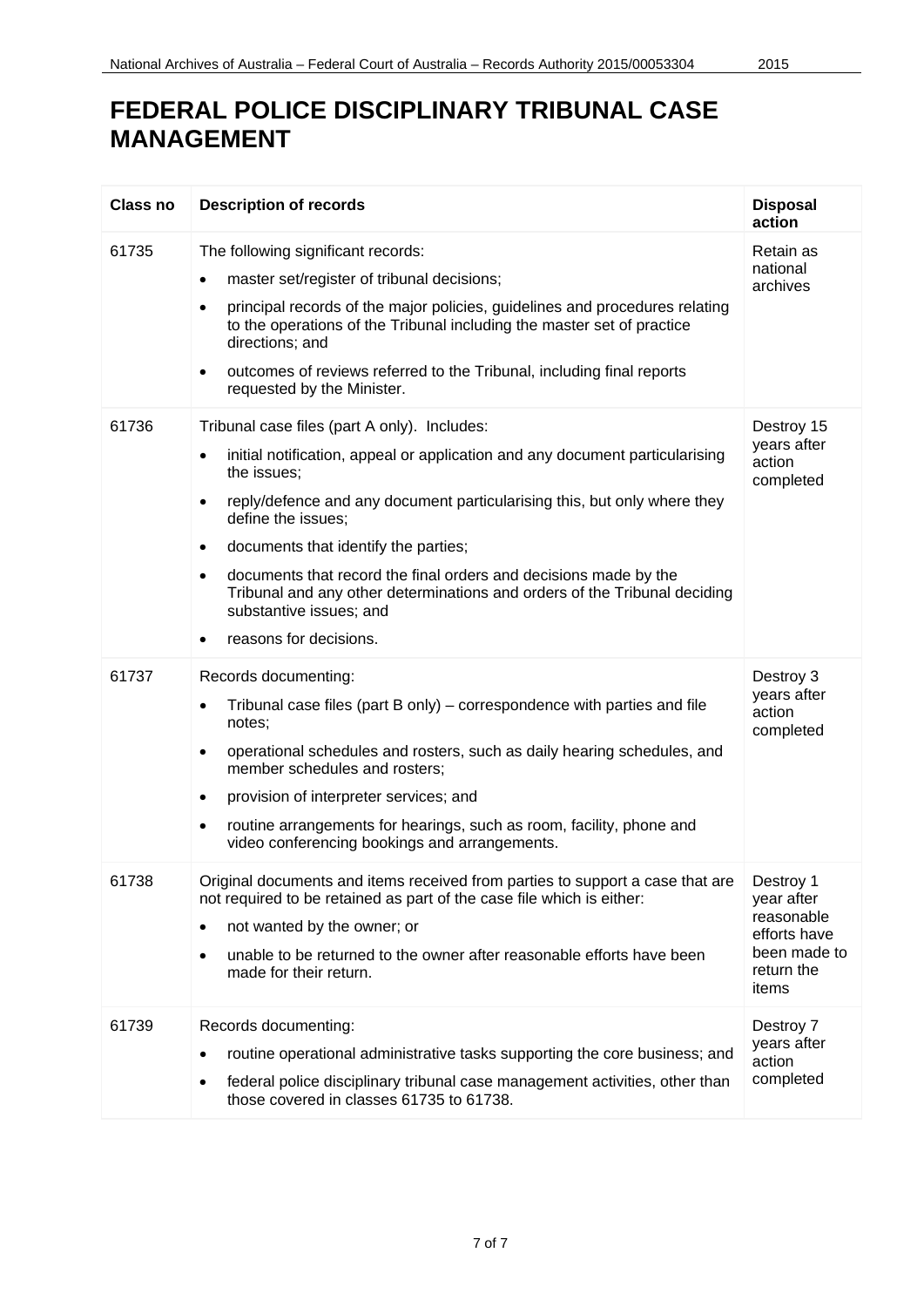# FEDERAL POLICE DISCIPLINARY TRIBUNAL CASE MANAGEMENT

| Class no | Description of records | Disposal action |
|---|---|---|
| 61735 | The following significant records:<br>• master set/register of tribunal decisions;<br>• principal records of the major policies, guidelines and procedures relating to the operations of the Tribunal including the master set of practice directions; and<br>• outcomes of reviews referred to the Tribunal, including final reports requested by the Minister. | Retain as national archives |
| 61736 | Tribunal case files (part A only). Includes:<br>• initial notification, appeal or application and any document particularising the issues;<br>• reply/defence and any document particularising this, but only where they define the issues;<br>• documents that identify the parties;<br>• documents that record the final orders and decisions made by the Tribunal and any other determinations and orders of the Tribunal deciding substantive issues; and<br>• reasons for decisions. | Destroy 15 years after action completed |
| 61737 | Records documenting:<br>• Tribunal case files (part B only) – correspondence with parties and file notes;<br>• operational schedules and rosters, such as daily hearing schedules, and member schedules and rosters;<br>• provision of interpreter services; and<br>• routine arrangements for hearings, such as room, facility, phone and video conferencing bookings and arrangements. | Destroy 3 years after action completed |
| 61738 | Original documents and items received from parties to support a case that are not required to be retained as part of the case file which is either:<br>• not wanted by the owner; or<br>• unable to be returned to the owner after reasonable efforts have been made for their return. | Destroy 1 year after reasonable efforts have been made to return the items |
| 61739 | Records documenting:<br>• routine operational administrative tasks supporting the core business; and<br>• federal police disciplinary tribunal case management activities, other than those covered in classes 61735 to 61738. | Destroy 7 years after action completed |